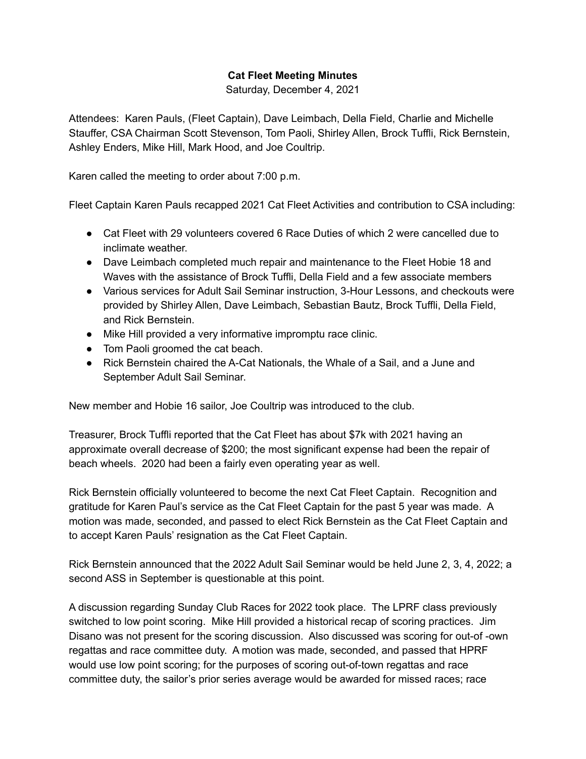**Cat Fleet Meeting Minutes**

Saturday, December 4, 2021

Attendees: Karen Pauls, (Fleet Captain), Dave Leimbach, Della Field, Charlie and Michelle Stauffer, CSA Chairman Scott Stevenson, Tom Paoli, Shirley Allen, Brock Tuffli, Rick Bernstein, Ashley Enders, Mike Hill, Mark Hood, and Joe Coultrip.

Karen called the meeting to order about 7:00 p.m.

Fleet Captain Karen Pauls recapped 2021 Cat Fleet Activities and contribution to CSA including:

- Cat Fleet with 29 volunteers covered 6 Race Duties of which 2 were cancelled due to inclimate weather.
- Dave Leimbach completed much repair and maintenance to the Fleet Hobie 18 and Waves with the assistance of Brock Tuffli, Della Field and a few associate members
- Various services for Adult Sail Seminar instruction, 3-Hour Lessons, and checkouts were provided by Shirley Allen, Dave Leimbach, Sebastian Bautz, Brock Tuffli, Della Field, and Rick Bernstein.
- Mike Hill provided a very informative impromptu race clinic.
- Tom Paoli groomed the cat beach.
- Rick Bernstein chaired the A-Cat Nationals, the Whale of a Sail, and a June and September Adult Sail Seminar.

New member and Hobie 16 sailor, Joe Coultrip was introduced to the club.

Treasurer, Brock Tuffli reported that the Cat Fleet has about $7k with 2021 having an approximate overall decrease of $200; the most significant expense had been the repair of beach wheels. 2020 had been a fairly even operating year as well.

Rick Bernstein officially volunteered to become the next Cat Fleet Captain. Recognition and gratitude for Karen Paul's service as the Cat Fleet Captain for the past 5 year was made. A motion was made, seconded, and passed to elect Rick Bernstein as the Cat Fleet Captain and to accept Karen Pauls' resignation as the Cat Fleet Captain.

Rick Bernstein announced that the 2022 Adult Sail Seminar would be held June 2, 3, 4, 2022; a second ASS in September is questionable at this point.

A discussion regarding Sunday Club Races for 2022 took place. The LPRF class previously switched to low point scoring. Mike Hill provided a historical recap of scoring practices. Jim Disano was not present for the scoring discussion. Also discussed was scoring for out-of -own regattas and race committee duty. A motion was made, seconded, and passed that HPRF would use low point scoring; for the purposes of scoring out-of-town regattas and race committee duty, the sailor's prior series average would be awarded for missed races; race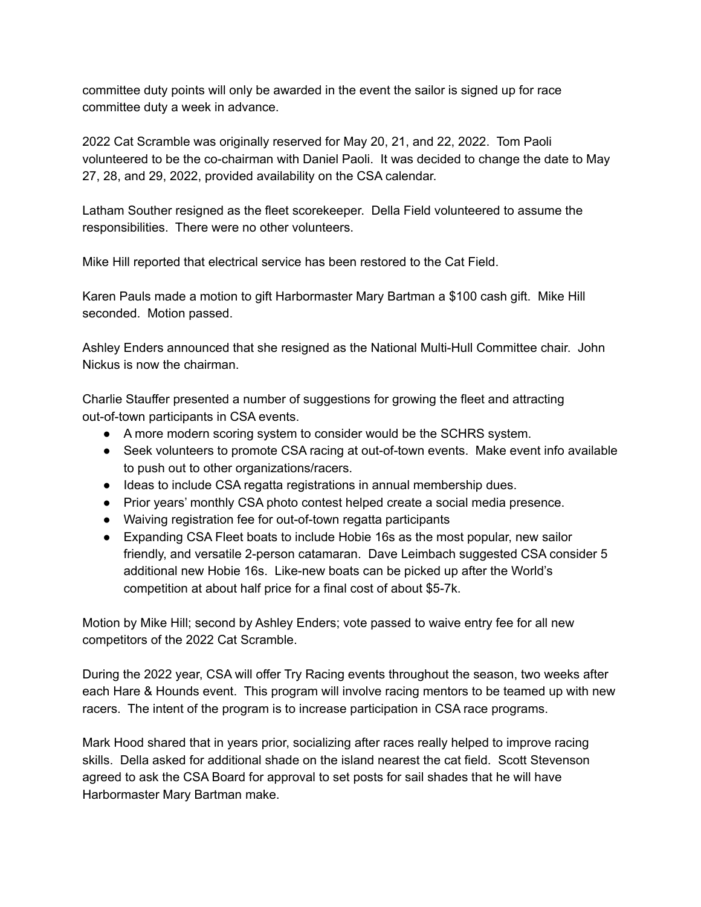committee duty points will only be awarded in the event the sailor is signed up for race committee duty a week in advance.

2022 Cat Scramble was originally reserved for May 20, 21, and 22, 2022. Tom Paoli volunteered to be the co-chairman with Daniel Paoli. It was decided to change the date to May 27, 28, and 29, 2022, provided availability on the CSA calendar.

Latham Souther resigned as the fleet scorekeeper. Della Field volunteered to assume the responsibilities. There were no other volunteers.

Mike Hill reported that electrical service has been restored to the Cat Field.

Karen Pauls made a motion to gift Harbormaster Mary Bartman a $100 cash gift. Mike Hill seconded. Motion passed.

Ashley Enders announced that she resigned as the National Multi-Hull Committee chair. John Nickus is now the chairman.

Charlie Stauffer presented a number of suggestions for growing the fleet and attracting out-of-town participants in CSA events.

- A more modern scoring system to consider would be the SCHRS system.
- Seek volunteers to promote CSA racing at out-of-town events. Make event info available to push out to other organizations/racers.
- Ideas to include CSA regatta registrations in annual membership dues.
- Prior years' monthly CSA photo contest helped create a social media presence.
- Waiving registration fee for out-of-town regatta participants
- Expanding CSA Fleet boats to include Hobie 16s as the most popular, new sailor friendly, and versatile 2-person catamaran. Dave Leimbach suggested CSA consider 5 additional new Hobie 16s. Like-new boats can be picked up after the World's competition at about half price for a final cost of about $5-7k.

Motion by Mike Hill; second by Ashley Enders; vote passed to waive entry fee for all new competitors of the 2022 Cat Scramble.

During the 2022 year, CSA will offer Try Racing events throughout the season, two weeks after each Hare & Hounds event. This program will involve racing mentors to be teamed up with new racers. The intent of the program is to increase participation in CSA race programs.

Mark Hood shared that in years prior, socializing after races really helped to improve racing skills. Della asked for additional shade on the island nearest the cat field. Scott Stevenson agreed to ask the CSA Board for approval to set posts for sail shades that he will have Harbormaster Mary Bartman make.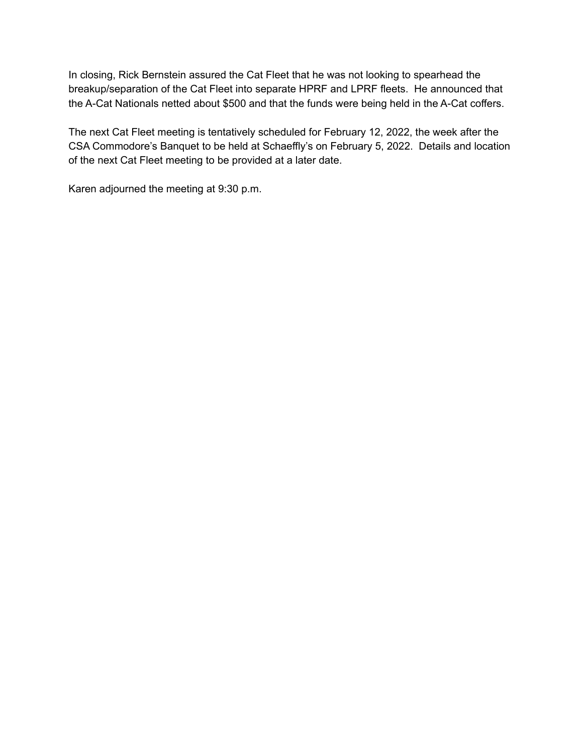In closing, Rick Bernstein assured the Cat Fleet that he was not looking to spearhead the breakup/separation of the Cat Fleet into separate HPRF and LPRF fleets. He announced that the A-Cat Nationals netted about $500 and that the funds were being held in the A-Cat coffers.

The next Cat Fleet meeting is tentatively scheduled for February 12, 2022, the week after the CSA Commodore's Banquet to be held at Schaeffly's on February 5, 2022. Details and location of the next Cat Fleet meeting to be provided at a later date.

Karen adjourned the meeting at 9:30 p.m.